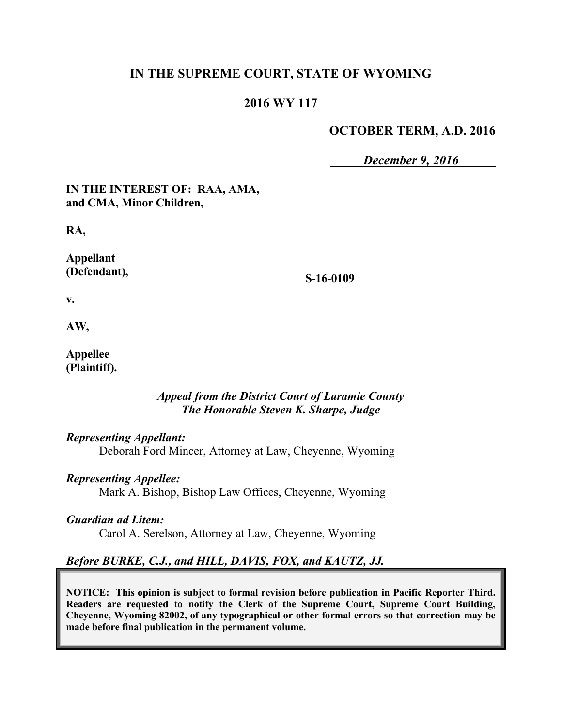# IN THE SUPREME COURT, STATE OF WYOMING

## 2016 WY 117

**OCTOBER TERM, A.D. 2016**

***December 9, 2016***

**IN THE INTEREST OF: RAA, AMA, and CMA, Minor Children,**

**RA,**

**Appellant (Defendant),**

**v.**

**AW,**

**Appellee (Plaintiff).**

**S-16-0109**

***Appeal from the District Court of Laramie County***
***The Honorable Steven K. Sharpe, Judge***

***Representing Appellant:***
Deborah Ford Mincer, Attorney at Law, Cheyenne, Wyoming

***Representing Appellee:***
Mark A. Bishop, Bishop Law Offices, Cheyenne, Wyoming

***Guardian ad Litem:***
Carol A. Serelson, Attorney at Law, Cheyenne, Wyoming

***Before BURKE, C.J., and HILL, DAVIS, FOX, and KAUTZ, JJ.***

**NOTICE: This opinion is subject to formal revision before publication in Pacific Reporter Third. Readers are requested to notify the Clerk of the Supreme Court, Supreme Court Building, Cheyenne, Wyoming 82002, of any typographical or other formal errors so that correction may be made before final publication in the permanent volume.**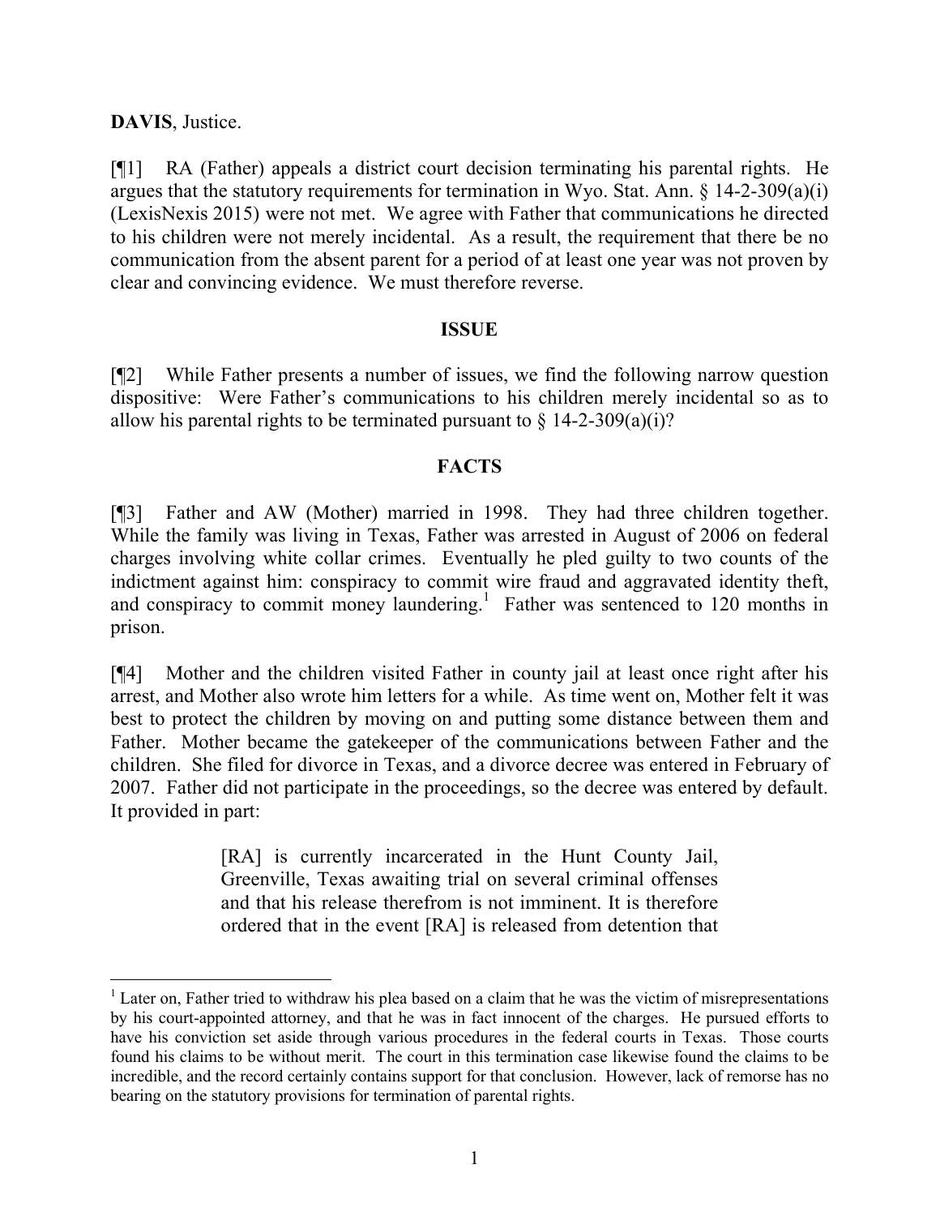**DAVIS**, Justice.

[¶1] RA (Father) appeals a district court decision terminating his parental rights. He argues that the statutory requirements for termination in Wyo. Stat. Ann. § 14-2-309(a)(i) (LexisNexis 2015) were not met. We agree with Father that communications he directed to his children were not merely incidental. As a result, the requirement that there be no communication from the absent parent for a period of at least one year was not proven by clear and convincing evidence. We must therefore reverse.

## ISSUE

[¶2] While Father presents a number of issues, we find the following narrow question dispositive: Were Father's communications to his children merely incidental so as to allow his parental rights to be terminated pursuant to § 14-2-309(a)(i)?

## FACTS

[¶3] Father and AW (Mother) married in 1998. They had three children together. While the family was living in Texas, Father was arrested in August of 2006 on federal charges involving white collar crimes. Eventually he pled guilty to two counts of the indictment against him: conspiracy to commit wire fraud and aggravated identity theft, and conspiracy to commit money laundering.[1] Father was sentenced to 120 months in prison.

[¶4] Mother and the children visited Father in county jail at least once right after his arrest, and Mother also wrote him letters for a while. As time went on, Mother felt it was best to protect the children by moving on and putting some distance between them and Father. Mother became the gatekeeper of the communications between Father and the children. She filed for divorce in Texas, and a divorce decree was entered in February of 2007. Father did not participate in the proceedings, so the decree was entered by default. It provided in part:

> [RA] is currently incarcerated in the Hunt County Jail, Greenville, Texas awaiting trial on several criminal offenses and that his release therefrom is not imminent. It is therefore ordered that in the event [RA] is released from detention that

---

[1] Later on, Father tried to withdraw his plea based on a claim that he was the victim of misrepresentations by his court-appointed attorney, and that he was in fact innocent of the charges. He pursued efforts to have his conviction set aside through various procedures in the federal courts in Texas. Those courts found his claims to be without merit. The court in this termination case likewise found the claims to be incredible, and the record certainly contains support for that conclusion. However, lack of remorse has no bearing on the statutory provisions for termination of parental rights.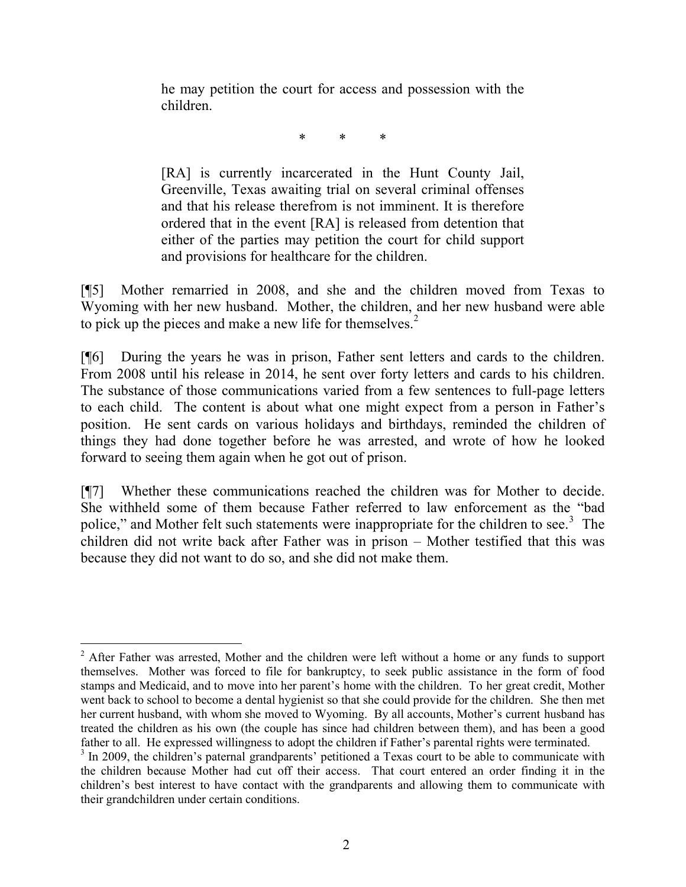> he may petition the court for access and possession with the children.
>
> \* \* \*
>
> [RA] is currently incarcerated in the Hunt County Jail, Greenville, Texas awaiting trial on several criminal offenses and that his release therefrom is not imminent. It is therefore ordered that in the event [RA] is released from detention that either of the parties may petition the court for child support and provisions for healthcare for the children.

[¶5] Mother remarried in 2008, and she and the children moved from Texas to Wyoming with her new husband. Mother, the children, and her new husband were able to pick up the pieces and make a new life for themselves.[2]

[¶6] During the years he was in prison, Father sent letters and cards to the children. From 2008 until his release in 2014, he sent over forty letters and cards to his children. The substance of those communications varied from a few sentences to full-page letters to each child. The content is about what one might expect from a person in Father's position. He sent cards on various holidays and birthdays, reminded the children of things they had done together before he was arrested, and wrote of how he looked forward to seeing them again when he got out of prison.

[¶7] Whether these communications reached the children was for Mother to decide. She withheld some of them because Father referred to law enforcement as the "bad police," and Mother felt such statements were inappropriate for the children to see.[3] The children did not write back after Father was in prison – Mother testified that this was because they did not want to do so, and she did not make them.

---

[2] After Father was arrested, Mother and the children were left without a home or any funds to support themselves. Mother was forced to file for bankruptcy, to seek public assistance in the form of food stamps and Medicaid, and to move into her parent's home with the children. To her great credit, Mother went back to school to become a dental hygienist so that she could provide for the children. She then met her current husband, with whom she moved to Wyoming. By all accounts, Mother's current husband has treated the children as his own (the couple has since had children between them), and has been a good father to all. He expressed willingness to adopt the children if Father's parental rights were terminated.

[3] In 2009, the children's paternal grandparents' petitioned a Texas court to be able to communicate with the children because Mother had cut off their access. That court entered an order finding it in the children's best interest to have contact with the grandparents and allowing them to communicate with their grandchildren under certain conditions.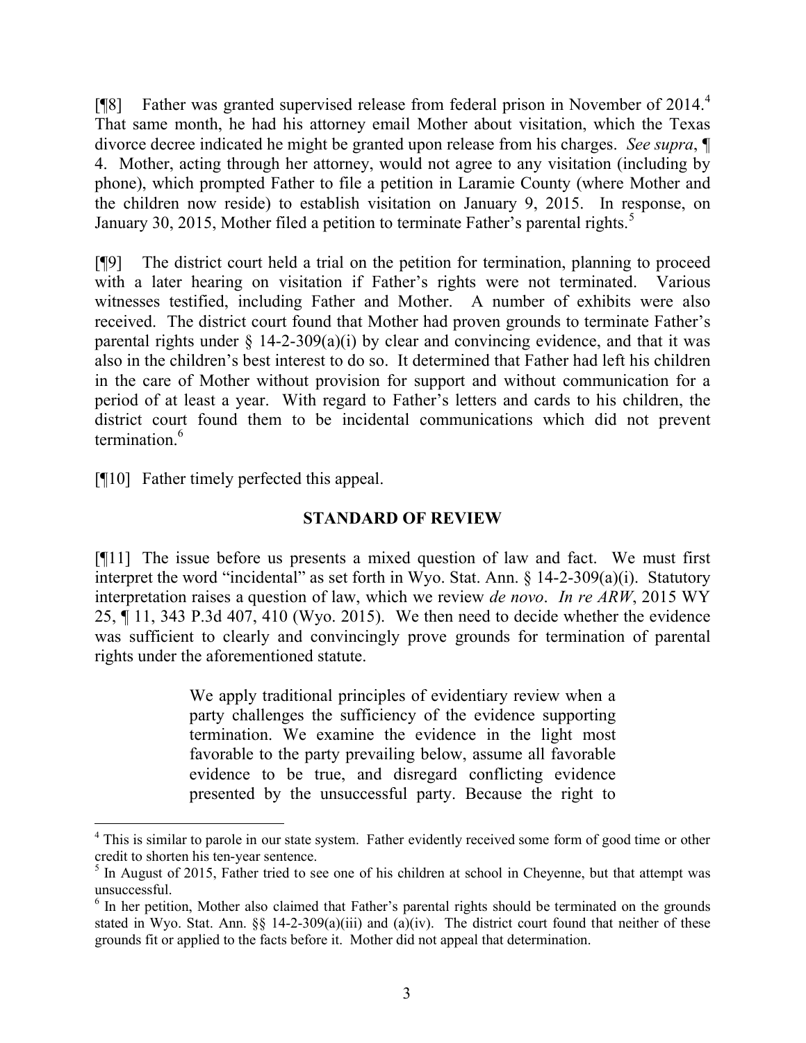[¶8] Father was granted supervised release from federal prison in November of 2014.[4] That same month, he had his attorney email Mother about visitation, which the Texas divorce decree indicated he might be granted upon release from his charges. *See supra*, ¶ 4. Mother, acting through her attorney, would not agree to any visitation (including by phone), which prompted Father to file a petition in Laramie County (where Mother and the children now reside) to establish visitation on January 9, 2015. In response, on January 30, 2015, Mother filed a petition to terminate Father's parental rights.[5]

[¶9] The district court held a trial on the petition for termination, planning to proceed with a later hearing on visitation if Father's rights were not terminated. Various witnesses testified, including Father and Mother. A number of exhibits were also received. The district court found that Mother had proven grounds to terminate Father's parental rights under § 14-2-309(a)(i) by clear and convincing evidence, and that it was also in the children's best interest to do so. It determined that Father had left his children in the care of Mother without provision for support and without communication for a period of at least a year. With regard to Father's letters and cards to his children, the district court found them to be incidental communications which did not prevent termination.[6]

[¶10] Father timely perfected this appeal.

## STANDARD OF REVIEW

[¶11] The issue before us presents a mixed question of law and fact. We must first interpret the word "incidental" as set forth in Wyo. Stat. Ann. § 14-2-309(a)(i). Statutory interpretation raises a question of law, which we review *de novo*. *In re ARW*, 2015 WY 25, ¶ 11, 343 P.3d 407, 410 (Wyo. 2015). We then need to decide whether the evidence was sufficient to clearly and convincingly prove grounds for termination of parental rights under the aforementioned statute.

> We apply traditional principles of evidentiary review when a party challenges the sufficiency of the evidence supporting termination. We examine the evidence in the light most favorable to the party prevailing below, assume all favorable evidence to be true, and disregard conflicting evidence presented by the unsuccessful party. Because the right to

---

[4] This is similar to parole in our state system. Father evidently received some form of good time or other credit to shorten his ten-year sentence.

[5] In August of 2015, Father tried to see one of his children at school in Cheyenne, but that attempt was unsuccessful.

[6] In her petition, Mother also claimed that Father's parental rights should be terminated on the grounds stated in Wyo. Stat. Ann. §§ 14-2-309(a)(iii) and (a)(iv). The district court found that neither of these grounds fit or applied to the facts before it. Mother did not appeal that determination.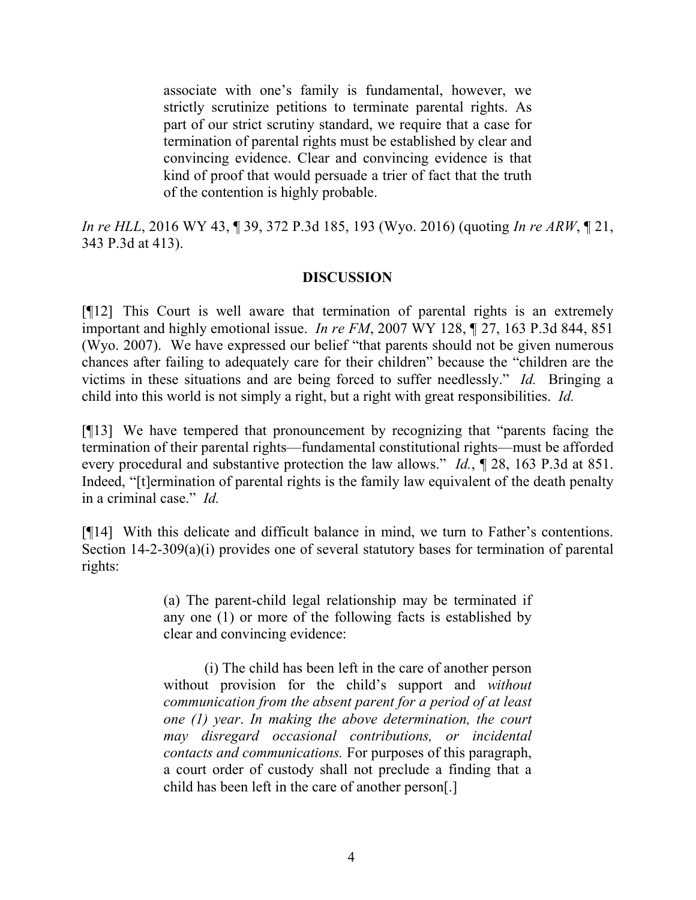> associate with one's family is fundamental, however, we strictly scrutinize petitions to terminate parental rights. As part of our strict scrutiny standard, we require that a case for termination of parental rights must be established by clear and convincing evidence. Clear and convincing evidence is that kind of proof that would persuade a trier of fact that the truth of the contention is highly probable.

*In re HLL*, 2016 WY 43, ¶ 39, 372 P.3d 185, 193 (Wyo. 2016) (quoting *In re ARW*, ¶ 21, 343 P.3d at 413).

## DISCUSSION

[¶12] This Court is well aware that termination of parental rights is an extremely important and highly emotional issue. *In re FM*, 2007 WY 128, ¶ 27, 163 P.3d 844, 851 (Wyo. 2007). We have expressed our belief "that parents should not be given numerous chances after failing to adequately care for their children" because the "children are the victims in these situations and are being forced to suffer needlessly." *Id.* Bringing a child into this world is not simply a right, but a right with great responsibilities. *Id.*

[¶13] We have tempered that pronouncement by recognizing that "parents facing the termination of their parental rights—fundamental constitutional rights—must be afforded every procedural and substantive protection the law allows." *Id.*, ¶ 28, 163 P.3d at 851. Indeed, "[t]ermination of parental rights is the family law equivalent of the death penalty in a criminal case." *Id.*

[¶14] With this delicate and difficult balance in mind, we turn to Father's contentions. Section 14-2-309(a)(i) provides one of several statutory bases for termination of parental rights:

> (a) The parent-child legal relationship may be terminated if any one (1) or more of the following facts is established by clear and convincing evidence:
>
> (i) The child has been left in the care of another person without provision for the child's support and *without communication from the absent parent for a period of at least one (1) year*. *In making the above determination, the court may disregard occasional contributions, or incidental contacts and communications.* For purposes of this paragraph, a court order of custody shall not preclude a finding that a child has been left in the care of another person[.]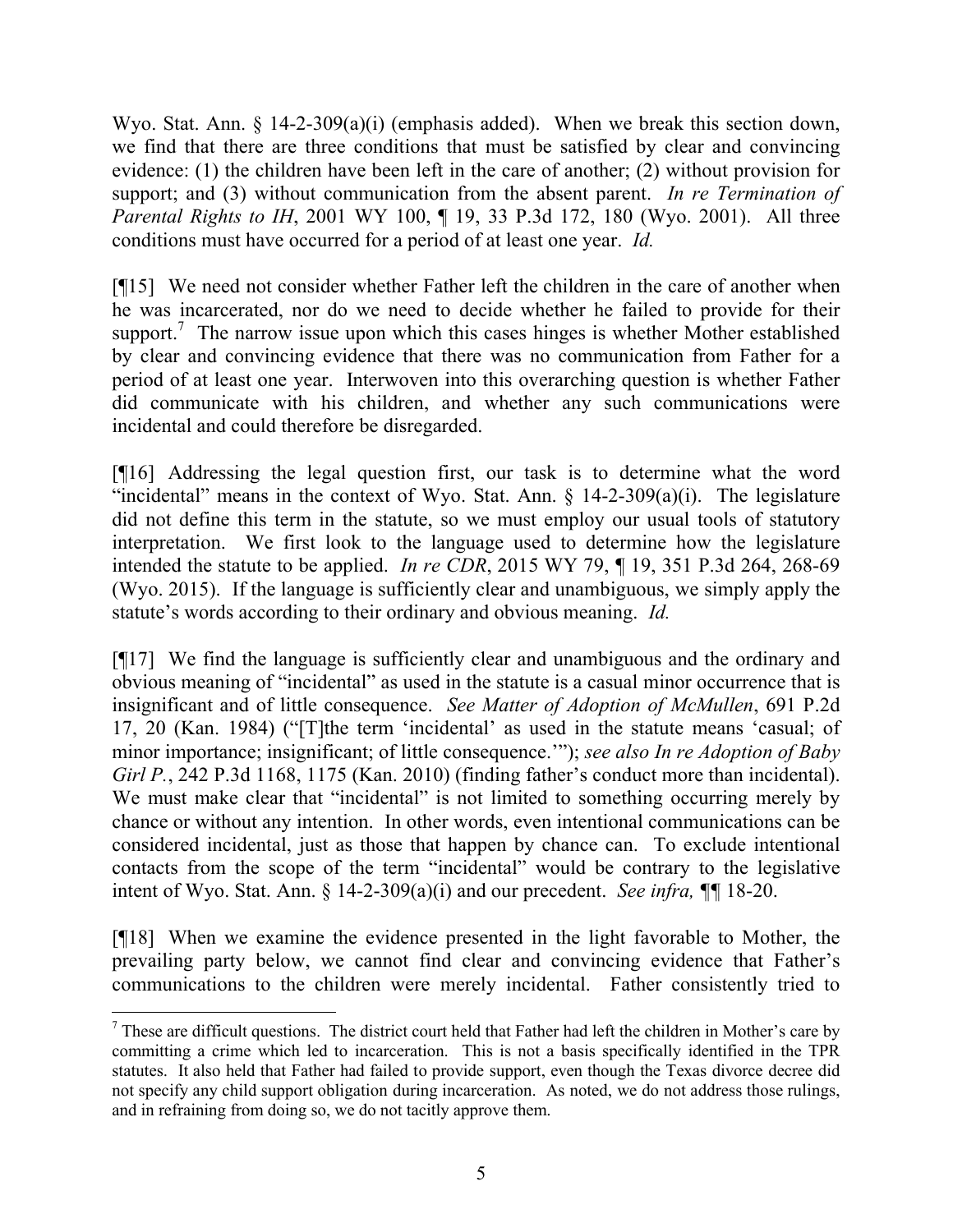Wyo. Stat. Ann. § 14-2-309(a)(i) (emphasis added). When we break this section down, we find that there are three conditions that must be satisfied by clear and convincing evidence: (1) the children have been left in the care of another; (2) without provision for support; and (3) without communication from the absent parent. *In re Termination of Parental Rights to IH*, 2001 WY 100, ¶ 19, 33 P.3d 172, 180 (Wyo. 2001). All three conditions must have occurred for a period of at least one year. *Id.*

[¶15] We need not consider whether Father left the children in the care of another when he was incarcerated, nor do we need to decide whether he failed to provide for their support.[7] The narrow issue upon which this cases hinges is whether Mother established by clear and convincing evidence that there was no communication from Father for a period of at least one year. Interwoven into this overarching question is whether Father did communicate with his children, and whether any such communications were incidental and could therefore be disregarded.

[¶16] Addressing the legal question first, our task is to determine what the word "incidental" means in the context of Wyo. Stat. Ann. § 14-2-309(a)(i). The legislature did not define this term in the statute, so we must employ our usual tools of statutory interpretation. We first look to the language used to determine how the legislature intended the statute to be applied. *In re CDR*, 2015 WY 79, ¶ 19, 351 P.3d 264, 268-69 (Wyo. 2015). If the language is sufficiently clear and unambiguous, we simply apply the statute's words according to their ordinary and obvious meaning. *Id.*

[¶17] We find the language is sufficiently clear and unambiguous and the ordinary and obvious meaning of "incidental" as used in the statute is a casual minor occurrence that is insignificant and of little consequence. *See Matter of Adoption of McMullen*, 691 P.2d 17, 20 (Kan. 1984) ("[T]he term 'incidental' as used in the statute means 'casual; of minor importance; insignificant; of little consequence.'"); *see also In re Adoption of Baby Girl P.*, 242 P.3d 1168, 1175 (Kan. 2010) (finding father's conduct more than incidental). We must make clear that "incidental" is not limited to something occurring merely by chance or without any intention. In other words, even intentional communications can be considered incidental, just as those that happen by chance can. To exclude intentional contacts from the scope of the term "incidental" would be contrary to the legislative intent of Wyo. Stat. Ann. § 14-2-309(a)(i) and our precedent. *See infra,* ¶¶ 18-20.

[¶18] When we examine the evidence presented in the light favorable to Mother, the prevailing party below, we cannot find clear and convincing evidence that Father's communications to the children were merely incidental. Father consistently tried to

---

[7] These are difficult questions. The district court held that Father had left the children in Mother's care by committing a crime which led to incarceration. This is not a basis specifically identified in the TPR statutes. It also held that Father had failed to provide support, even though the Texas divorce decree did not specify any child support obligation during incarceration. As noted, we do not address those rulings, and in refraining from doing so, we do not tacitly approve them.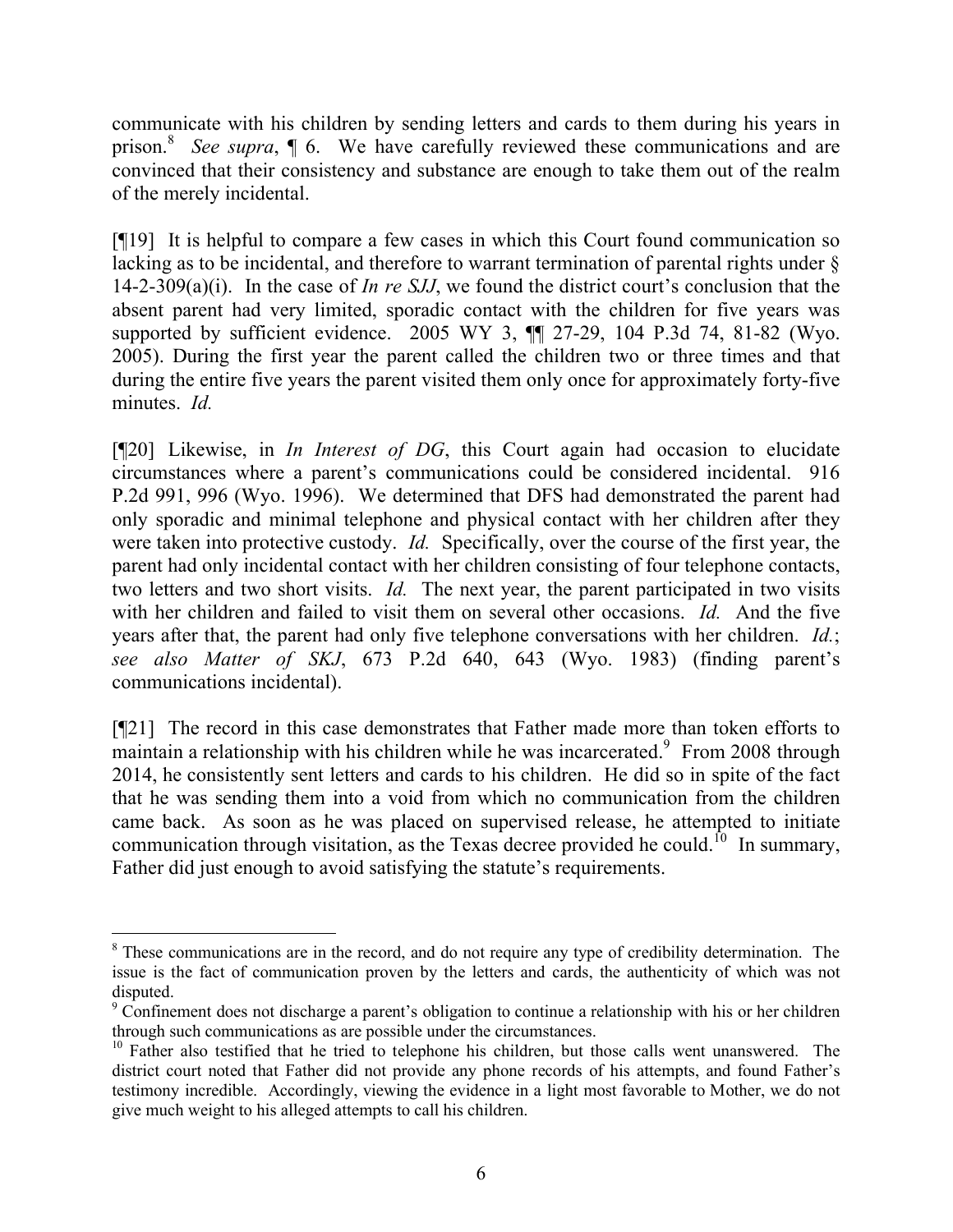communicate with his children by sending letters and cards to them during his years in prison.[8] *See supra*, ¶ 6. We have carefully reviewed these communications and are convinced that their consistency and substance are enough to take them out of the realm of the merely incidental.

[¶19] It is helpful to compare a few cases in which this Court found communication so lacking as to be incidental, and therefore to warrant termination of parental rights under § 14-2-309(a)(i). In the case of *In re SJJ*, we found the district court's conclusion that the absent parent had very limited, sporadic contact with the children for five years was supported by sufficient evidence. 2005 WY 3, ¶¶ 27-29, 104 P.3d 74, 81-82 (Wyo. 2005). During the first year the parent called the children two or three times and that during the entire five years the parent visited them only once for approximately forty-five minutes. *Id.*

[¶20] Likewise, in *In Interest of DG*, this Court again had occasion to elucidate circumstances where a parent's communications could be considered incidental. 916 P.2d 991, 996 (Wyo. 1996). We determined that DFS had demonstrated the parent had only sporadic and minimal telephone and physical contact with her children after they were taken into protective custody. *Id.* Specifically, over the course of the first year, the parent had only incidental contact with her children consisting of four telephone contacts, two letters and two short visits. *Id.* The next year, the parent participated in two visits with her children and failed to visit them on several other occasions. *Id.* And the five years after that, the parent had only five telephone conversations with her children. *Id.*; *see also Matter of SKJ*, 673 P.2d 640, 643 (Wyo. 1983) (finding parent's communications incidental).

[¶21] The record in this case demonstrates that Father made more than token efforts to maintain a relationship with his children while he was incarcerated.[9] From 2008 through 2014, he consistently sent letters and cards to his children. He did so in spite of the fact that he was sending them into a void from which no communication from the children came back. As soon as he was placed on supervised release, he attempted to initiate communication through visitation, as the Texas decree provided he could.[10] In summary, Father did just enough to avoid satisfying the statute's requirements.

---

[8] These communications are in the record, and do not require any type of credibility determination. The issue is the fact of communication proven by the letters and cards, the authenticity of which was not disputed.

[9] Confinement does not discharge a parent's obligation to continue a relationship with his or her children through such communications as are possible under the circumstances.

[10] Father also testified that he tried to telephone his children, but those calls went unanswered. The district court noted that Father did not provide any phone records of his attempts, and found Father's testimony incredible. Accordingly, viewing the evidence in a light most favorable to Mother, we do not give much weight to his alleged attempts to call his children.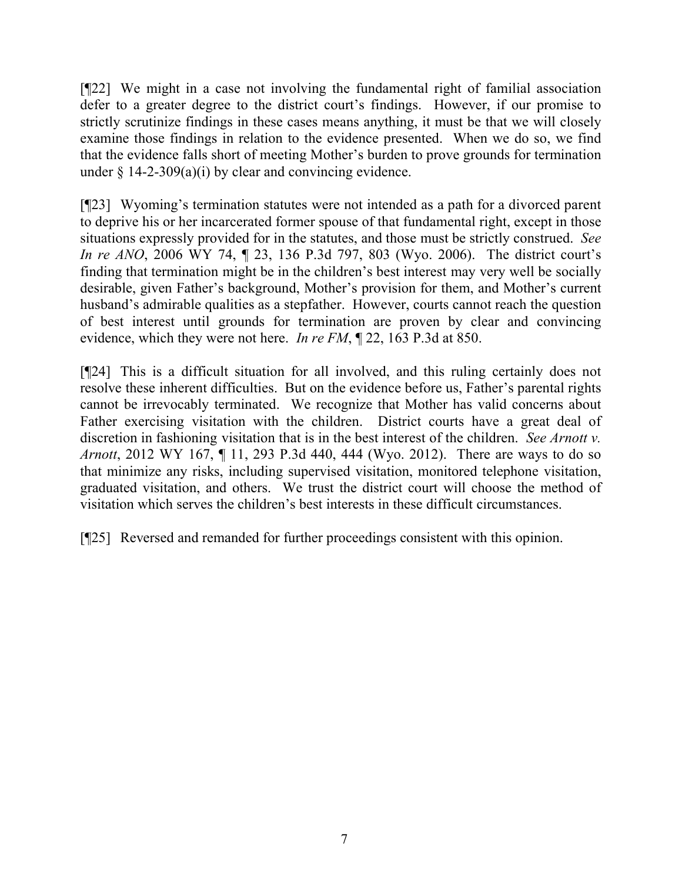[¶22] We might in a case not involving the fundamental right of familial association defer to a greater degree to the district court's findings. However, if our promise to strictly scrutinize findings in these cases means anything, it must be that we will closely examine those findings in relation to the evidence presented. When we do so, we find that the evidence falls short of meeting Mother's burden to prove grounds for termination under § 14-2-309(a)(i) by clear and convincing evidence.

[¶23] Wyoming's termination statutes were not intended as a path for a divorced parent to deprive his or her incarcerated former spouse of that fundamental right, except in those situations expressly provided for in the statutes, and those must be strictly construed. *See In re ANO*, 2006 WY 74, ¶ 23, 136 P.3d 797, 803 (Wyo. 2006). The district court's finding that termination might be in the children's best interest may very well be socially desirable, given Father's background, Mother's provision for them, and Mother's current husband's admirable qualities as a stepfather. However, courts cannot reach the question of best interest until grounds for termination are proven by clear and convincing evidence, which they were not here. *In re FM*, ¶ 22, 163 P.3d at 850.

[¶24] This is a difficult situation for all involved, and this ruling certainly does not resolve these inherent difficulties. But on the evidence before us, Father's parental rights cannot be irrevocably terminated. We recognize that Mother has valid concerns about Father exercising visitation with the children. District courts have a great deal of discretion in fashioning visitation that is in the best interest of the children. *See Arnott v. Arnott*, 2012 WY 167, ¶ 11, 293 P.3d 440, 444 (Wyo. 2012). There are ways to do so that minimize any risks, including supervised visitation, monitored telephone visitation, graduated visitation, and others. We trust the district court will choose the method of visitation which serves the children's best interests in these difficult circumstances.

[¶25] Reversed and remanded for further proceedings consistent with this opinion.